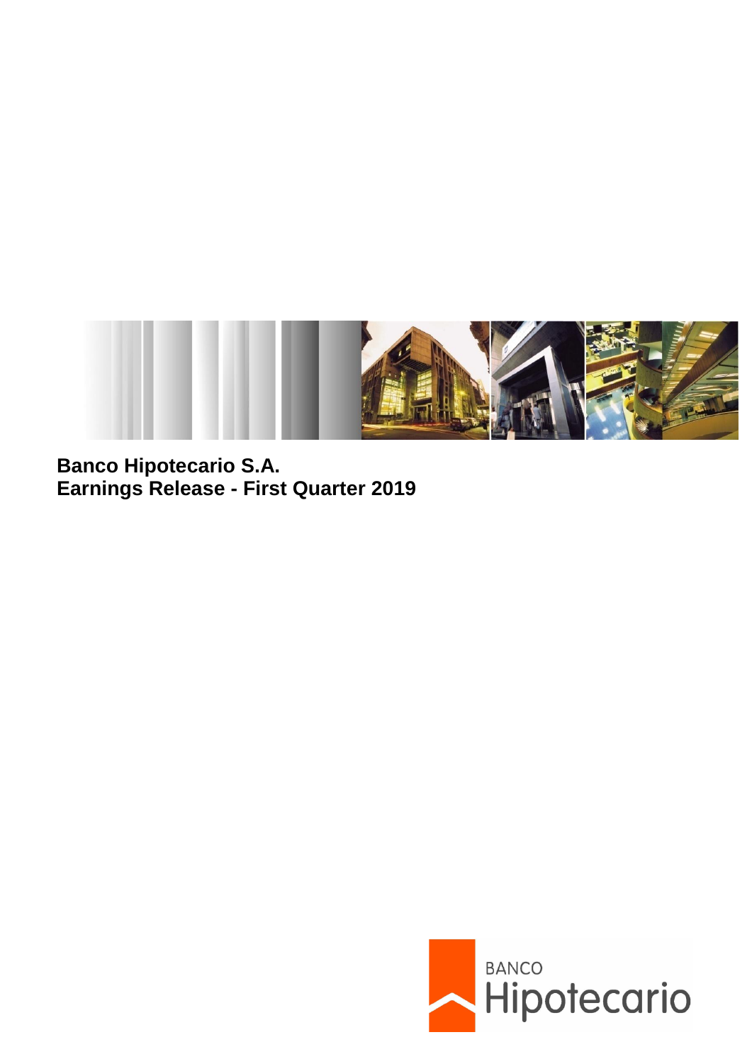**Banco Hipotecario S.A.**
**Earnings Release - First Quarter 2019**

BANCO
Hipotecario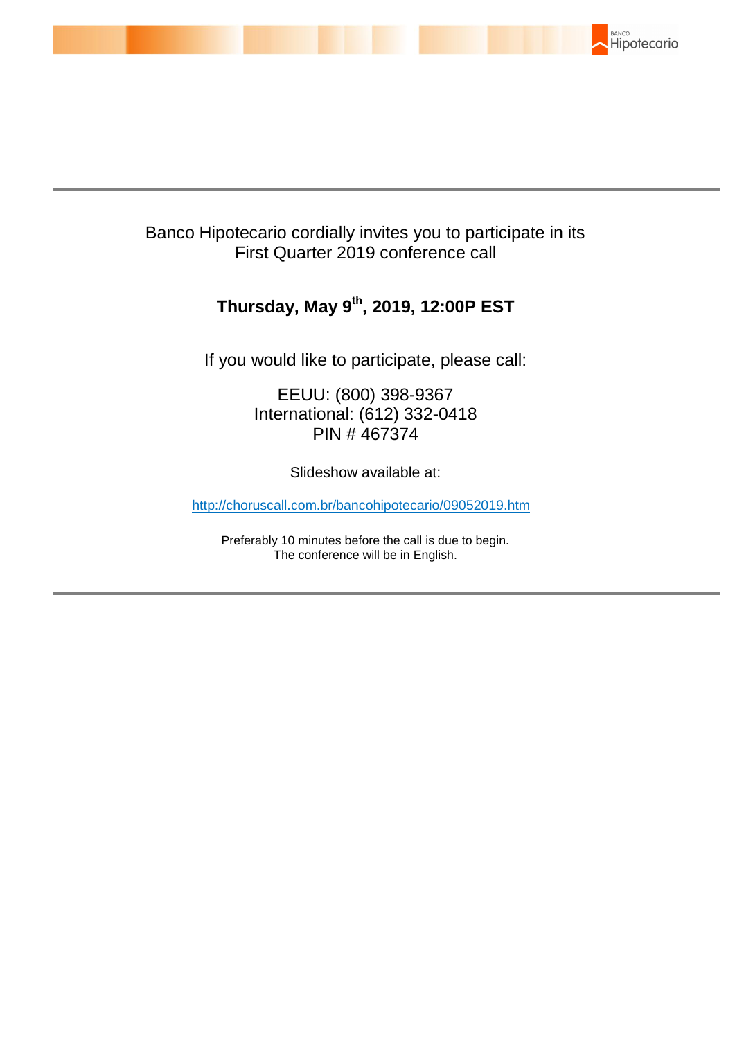Banco Hipotecario cordially invites you to participate in its First Quarter 2019 conference call

**Thursday, May 9th, 2019, 12:00P EST**

If you would like to participate, please call:

EEUU: (800) 398-9367
International: (612) 332-0418
PIN # 467374

Slideshow available at:

http://choruscall.com.br/bancohipotecario/09052019.htm

Preferably 10 minutes before the call is due to begin.
The conference will be in English.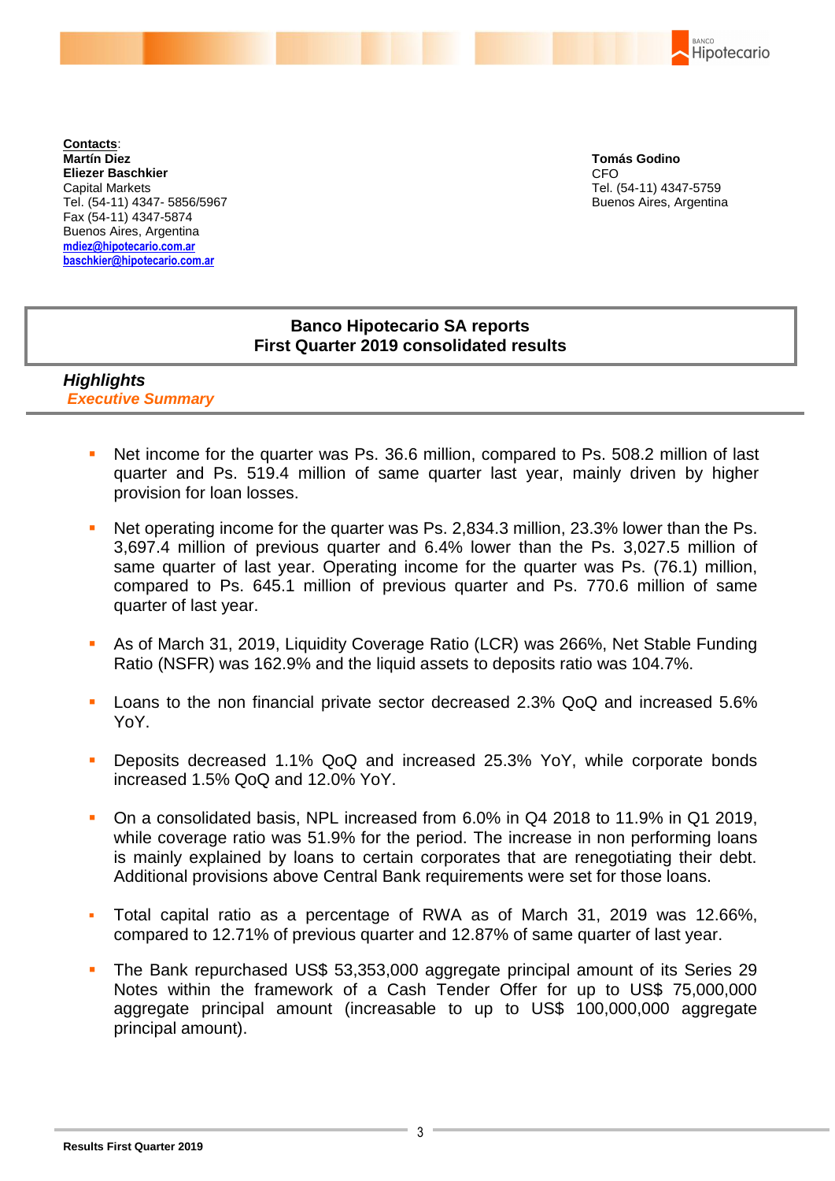**Contacts**:
**Martín Diez**
**Eliezer Baschkier**
Capital Markets
Tel. (54-11) 4347- 5856/5967
Fax (54-11) 4347-5874
Buenos Aires, Argentina
mdiez@hipotecario.com.ar
baschkier@hipotecario.com.ar

**Tomás Godino**
CFO
Tel. (54-11) 4347-5759
Buenos Aires, Argentina

# Banco Hipotecario SA reports First Quarter 2019 consolidated results

## *Highlights*

### *Executive Summary*

- Net income for the quarter was Ps. 36.6 million, compared to Ps. 508.2 million of last quarter and Ps. 519.4 million of same quarter last year, mainly driven by higher provision for loan losses.

- Net operating income for the quarter was Ps. 2,834.3 million, 23.3% lower than the Ps. 3,697.4 million of previous quarter and 6.4% lower than the Ps. 3,027.5 million of same quarter of last year. Operating income for the quarter was Ps. (76.1) million, compared to Ps. 645.1 million of previous quarter and Ps. 770.6 million of same quarter of last year.

- As of March 31, 2019, Liquidity Coverage Ratio (LCR) was 266%, Net Stable Funding Ratio (NSFR) was 162.9% and the liquid assets to deposits ratio was 104.7%.

- Loans to the non financial private sector decreased 2.3% QoQ and increased 5.6% YoY.

- Deposits decreased 1.1% QoQ and increased 25.3% YoY, while corporate bonds increased 1.5% QoQ and 12.0% YoY.

- On a consolidated basis, NPL increased from 6.0% in Q4 2018 to 11.9% in Q1 2019, while coverage ratio was 51.9% for the period. The increase in non performing loans is mainly explained by loans to certain corporates that are renegotiating their debt. Additional provisions above Central Bank requirements were set for those loans.

- Total capital ratio as a percentage of RWA as of March 31, 2019 was 12.66%, compared to 12.71% of previous quarter and 12.87% of same quarter of last year.

- The Bank repurchased US$ 53,353,000 aggregate principal amount of its Series 29 Notes within the framework of a Cash Tender Offer for up to US$ 75,000,000 aggregate principal amount (increasable to up to US$ 100,000,000 aggregate principal amount).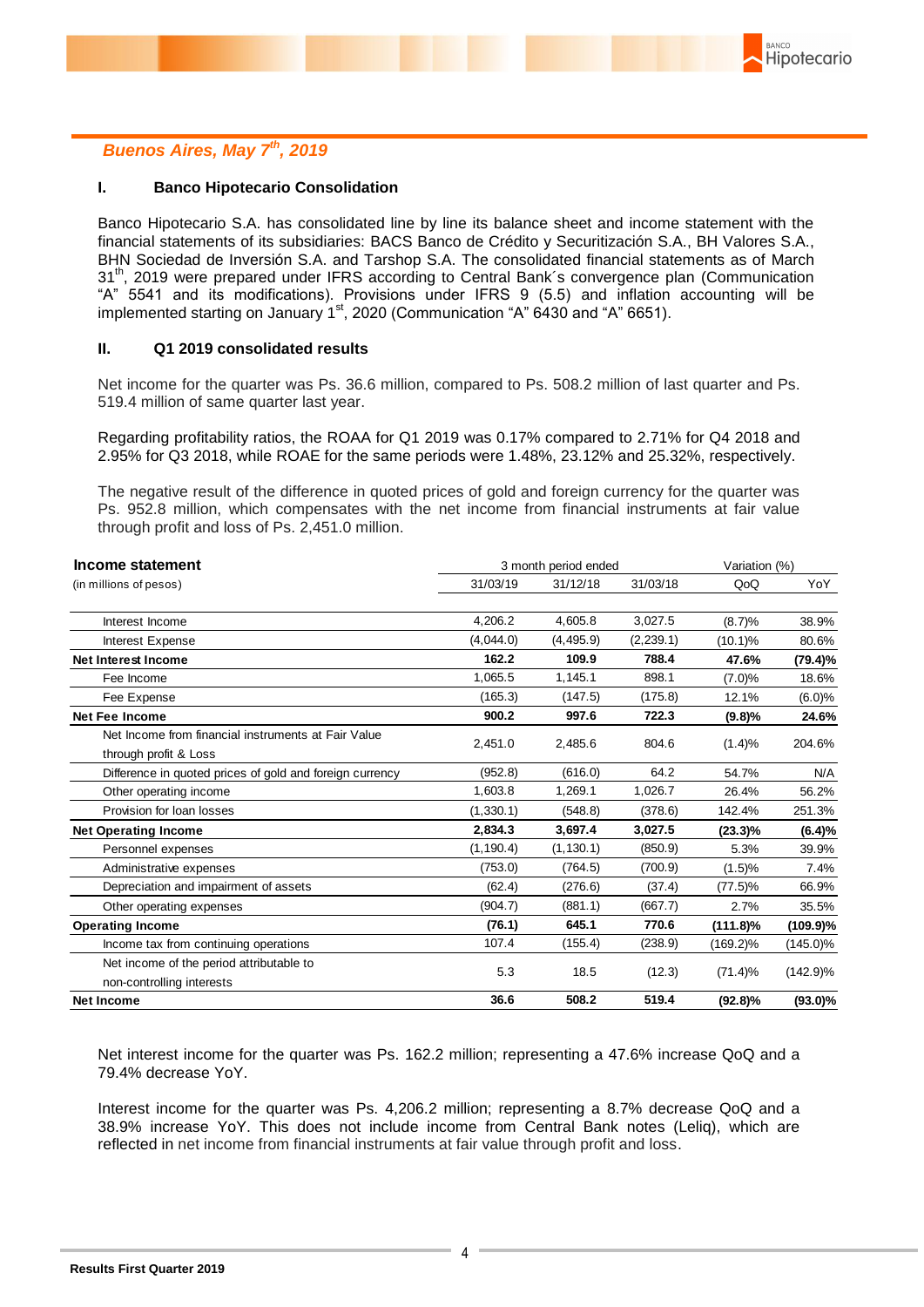*Buenos Aires, May 7th, 2019*

## I. Banco Hipotecario Consolidation

Banco Hipotecario S.A. has consolidated line by line its balance sheet and income statement with the financial statements of its subsidiaries: BACS Banco de Crédito y Securitización S.A., BH Valores S.A., BHN Sociedad de Inversión S.A. and Tarshop S.A. The consolidated financial statements as of March 31th, 2019 were prepared under IFRS according to Central Bank´s convergence plan (Communication "A" 5541 and its modifications). Provisions under IFRS 9 (5.5) and inflation accounting will be implemented starting on January 1st, 2020 (Communication "A" 6430 and "A" 6651).

## II. Q1 2019 consolidated results

Net income for the quarter was Ps. 36.6 million, compared to Ps. 508.2 million of last quarter and Ps. 519.4 million of same quarter last year.

Regarding profitability ratios, the ROAA for Q1 2019 was 0.17% compared to 2.71% for Q4 2018 and 2.95% for Q3 2018, while ROAE for the same periods were 1.48%, 23.12% and 25.32%, respectively.

The negative result of the difference in quoted prices of gold and foreign currency for the quarter was Ps. 952.8 million, which compensates with the net income from financial instruments at fair value through profit and loss of Ps. 2,451.0 million.

| **Income statement** | 3 month period ended | | | Variation (%) | |
|---|---|---|---|---|---|
| (in millions of pesos) | 31/03/19 | 31/12/18 | 31/03/18 | QoQ | YoY |
| Interest Income | 4,206.2 | 4,605.8 | 3,027.5 | (8.7)% | 38.9% |
| Interest Expense | (4,044.0) | (4,495.9) | (2,239.1) | (10.1)% | 80.6% |
| **Net Interest Income** | **162.2** | **109.9** | **788.4** | **47.6%** | **(79.4)%** |
| Fee Income | 1,065.5 | 1,145.1 | 898.1 | (7.0)% | 18.6% |
| Fee Expense | (165.3) | (147.5) | (175.8) | 12.1% | (6.0)% |
| **Net Fee Income** | **900.2** | **997.6** | **722.3** | **(9.8)%** | **24.6%** |
| Net Income from financial instruments at Fair Value through profit & Loss | 2,451.0 | 2,485.6 | 804.6 | (1.4)% | 204.6% |
| Difference in quoted prices of gold and foreign currency | (952.8) | (616.0) | 64.2 | 54.7% | N/A |
| Other operating income | 1,603.8 | 1,269.1 | 1,026.7 | 26.4% | 56.2% |
| Provision for loan losses | (1,330.1) | (548.8) | (378.6) | 142.4% | 251.3% |
| **Net Operating Income** | **2,834.3** | **3,697.4** | **3,027.5** | **(23.3)%** | **(6.4)%** |
| Personnel expenses | (1,190.4) | (1,130.1) | (850.9) | 5.3% | 39.9% |
| Administrative expenses | (753.0) | (764.5) | (700.9) | (1.5)% | 7.4% |
| Depreciation and impairment of assets | (62.4) | (276.6) | (37.4) | (77.5)% | 66.9% |
| Other operating expenses | (904.7) | (881.1) | (667.7) | 2.7% | 35.5% |
| **Operating Income** | **(76.1)** | **645.1** | **770.6** | **(111.8)%** | **(109.9)%** |
| Income tax from continuing operations | 107.4 | (155.4) | (238.9) | (169.2)% | (145.0)% |
| Net income of the period attributable to non-controlling interests | 5.3 | 18.5 | (12.3) | (71.4)% | (142.9)% |
| **Net Income** | **36.6** | **508.2** | **519.4** | **(92.8)%** | **(93.0)%** |

Net interest income for the quarter was Ps. 162.2 million; representing a 47.6% increase QoQ and a 79.4% decrease YoY.

Interest income for the quarter was Ps. 4,206.2 million; representing a 8.7% decrease QoQ and a 38.9% increase YoY. This does not include income from Central Bank notes (Leliq), which are reflected in net income from financial instruments at fair value through profit and loss.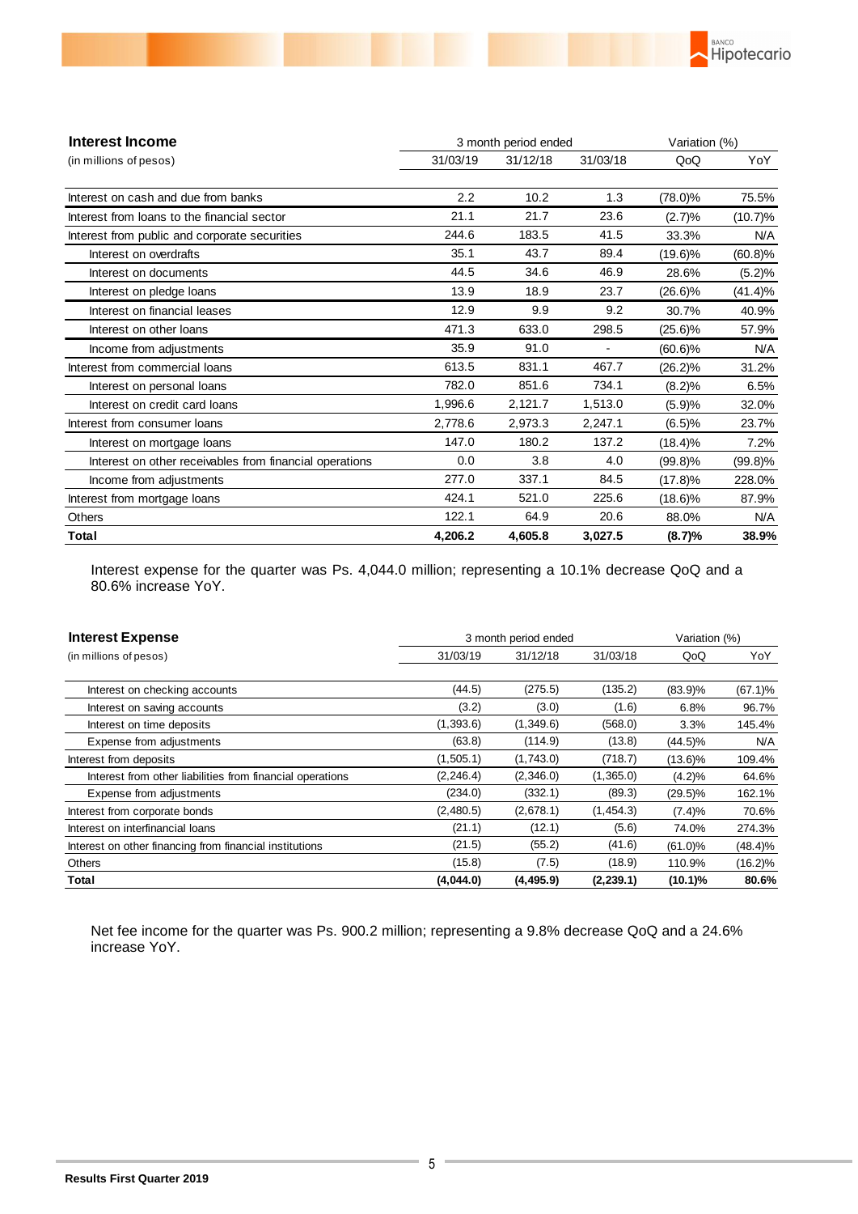| **Interest Income** | 3 month period ended | | | Variation (%) | |
|---|---|---|---|---|---|
| (in millions of pesos) | 31/03/19 | 31/12/18 | 31/03/18 | QoQ | YoY |
| Interest on cash and due from banks | 2.2 | 10.2 | 1.3 | (78.0)% | 75.5% |
| Interest from loans to the financial sector | 21.1 | 21.7 | 23.6 | (2.7)% | (10.7)% |
| Interest from public and corporate securities | 244.6 | 183.5 | 41.5 | 33.3% | N/A |
| Interest on overdrafts | 35.1 | 43.7 | 89.4 | (19.6)% | (60.8)% |
| Interest on documents | 44.5 | 34.6 | 46.9 | 28.6% | (5.2)% |
| Interest on pledge loans | 13.9 | 18.9 | 23.7 | (26.6)% | (41.4)% |
| Interest on financial leases | 12.9 | 9.9 | 9.2 | 30.7% | 40.9% |
| Interest on other loans | 471.3 | 633.0 | 298.5 | (25.6)% | 57.9% |
| Income from adjustments | 35.9 | 91.0 | - | (60.6)% | N/A |
| Interest from commercial loans | 613.5 | 831.1 | 467.7 | (26.2)% | 31.2% |
| Interest on personal loans | 782.0 | 851.6 | 734.1 | (8.2)% | 6.5% |
| Interest on credit card loans | 1,996.6 | 2,121.7 | 1,513.0 | (5.9)% | 32.0% |
| Interest from consumer loans | 2,778.6 | 2,973.3 | 2,247.1 | (6.5)% | 23.7% |
| Interest on mortgage loans | 147.0 | 180.2 | 137.2 | (18.4)% | 7.2% |
| Interest on other receivables from financial operations | 0.0 | 3.8 | 4.0 | (99.8)% | (99.8)% |
| Income from adjustments | 277.0 | 337.1 | 84.5 | (17.8)% | 228.0% |
| Interest from mortgage loans | 424.1 | 521.0 | 225.6 | (18.6)% | 87.9% |
| Others | 122.1 | 64.9 | 20.6 | 88.0% | N/A |
| **Total** | **4,206.2** | **4,605.8** | **3,027.5** | **(8.7)%** | **38.9%** |

Interest expense for the quarter was Ps. 4,044.0 million; representing a 10.1% decrease QoQ and a 80.6% increase YoY.

| **Interest Expense** | 3 month period ended | | | Variation (%) | |
|---|---|---|---|---|---|
| (in millions of pesos) | 31/03/19 | 31/12/18 | 31/03/18 | QoQ | YoY |
| Interest on checking accounts | (44.5) | (275.5) | (135.2) | (83.9)% | (67.1)% |
| Interest on saving accounts | (3.2) | (3.0) | (1.6) | 6.8% | 96.7% |
| Interest on time deposits | (1,393.6) | (1,349.6) | (568.0) | 3.3% | 145.4% |
| Expense from adjustments | (63.8) | (114.9) | (13.8) | (44.5)% | N/A |
| Interest from deposits | (1,505.1) | (1,743.0) | (718.7) | (13.6)% | 109.4% |
| Interest from other liabilities from financial operations | (2,246.4) | (2,346.0) | (1,365.0) | (4.2)% | 64.6% |
| Expense from adjustments | (234.0) | (332.1) | (89.3) | (29.5)% | 162.1% |
| Interest from corporate bonds | (2,480.5) | (2,678.1) | (1,454.3) | (7.4)% | 70.6% |
| Interest on interfinancial loans | (21.1) | (12.1) | (5.6) | 74.0% | 274.3% |
| Interest on other financing from financial institutions | (21.5) | (55.2) | (41.6) | (61.0)% | (48.4)% |
| Others | (15.8) | (7.5) | (18.9) | 110.9% | (16.2)% |
| **Total** | **(4,044.0)** | **(4,495.9)** | **(2,239.1)** | **(10.1)%** | **80.6%** |

Net fee income for the quarter was Ps. 900.2 million; representing a 9.8% decrease QoQ and a 24.6% increase YoY.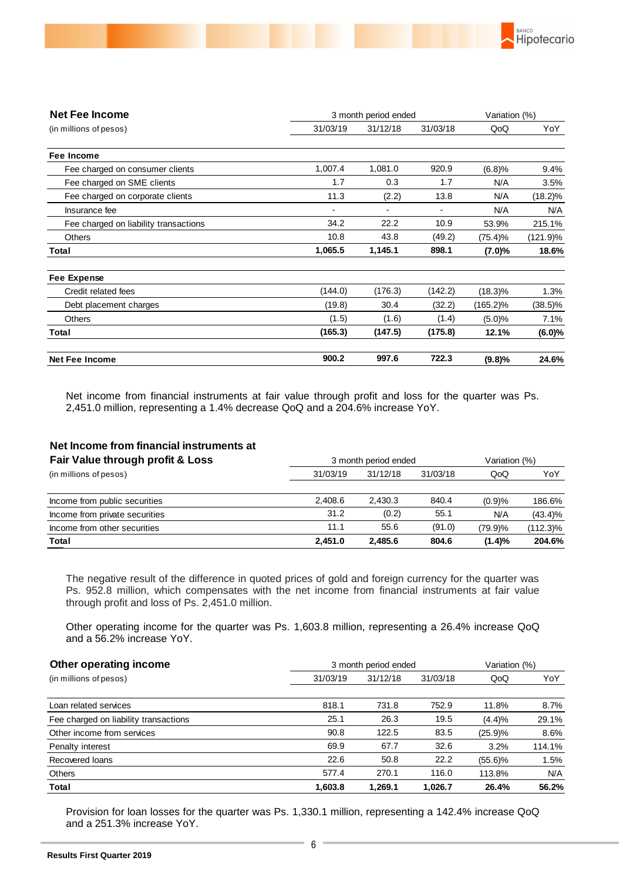| **Net Fee Income** | 3 month period ended | | | Variation (%) | |
|---|---|---|---|---|---|
| (in millions of pesos) | 31/03/19 | 31/12/18 | 31/03/18 | QoQ | YoY |
| **Fee Income** | | | | | |
| Fee charged on consumer clients | 1,007.4 | 1,081.0 | 920.9 | (6.8)% | 9.4% |
| Fee charged on SME clients | 1.7 | 0.3 | 1.7 | N/A | 3.5% |
| Fee charged on corporate clients | 11.3 | (2.2) | 13.8 | N/A | (18.2)% |
| Insurance fee | - | - | - | N/A | N/A |
| Fee charged on liability transactions | 34.2 | 22.2 | 10.9 | 53.9% | 215.1% |
| Others | 10.8 | 43.8 | (49.2) | (75.4)% | (121.9)% |
| **Total** | **1,065.5** | **1,145.1** | **898.1** | **(7.0)%** | **18.6%** |
| **Fee Expense** | | | | | |
| Credit related fees | (144.0) | (176.3) | (142.2) | (18.3)% | 1.3% |
| Debt placement charges | (19.8) | 30.4 | (32.2) | (165.2)% | (38.5)% |
| Others | (1.5) | (1.6) | (1.4) | (5.0)% | 7.1% |
| **Total** | **(165.3)** | **(147.5)** | **(175.8)** | **12.1%** | **(6.0)%** |
| **Net Fee Income** | **900.2** | **997.6** | **722.3** | **(9.8)%** | **24.6%** |

Net income from financial instruments at fair value through profit and loss for the quarter was Ps. 2,451.0 million, representing a 1.4% decrease QoQ and a 204.6% increase YoY.

| **Net Income from financial instruments at Fair Value through profit & Loss** | 3 month period ended | | | Variation (%) | |
|---|---|---|---|---|---|
| (in millions of pesos) | 31/03/19 | 31/12/18 | 31/03/18 | QoQ | YoY |
| Income from public securities | 2,408.6 | 2,430.3 | 840.4 | (0.9)% | 186.6% |
| Income from private securities | 31.2 | (0.2) | 55.1 | N/A | (43.4)% |
| Income from other securities | 11.1 | 55.6 | (91.0) | (79.9)% | (112.3)% |
| **Total** | **2,451.0** | **2,485.6** | **804.6** | **(1.4)%** | **204.6%** |

The negative result of the difference in quoted prices of gold and foreign currency for the quarter was Ps. 952.8 million, which compensates with the net income from financial instruments at fair value through profit and loss of Ps. 2,451.0 million.

Other operating income for the quarter was Ps. 1,603.8 million, representing a 26.4% increase QoQ and a 56.2% increase YoY.

| **Other operating income** | 3 month period ended | | | Variation (%) | |
|---|---|---|---|---|---|
| (in millions of pesos) | 31/03/19 | 31/12/18 | 31/03/18 | QoQ | YoY |
| Loan related services | 818.1 | 731.8 | 752.9 | 11.8% | 8.7% |
| Fee charged on liability transactions | 25.1 | 26.3 | 19.5 | (4.4)% | 29.1% |
| Other income from services | 90.8 | 122.5 | 83.5 | (25.9)% | 8.6% |
| Penalty interest | 69.9 | 67.7 | 32.6 | 3.2% | 114.1% |
| Recovered loans | 22.6 | 50.8 | 22.2 | (55.6)% | 1.5% |
| Others | 577.4 | 270.1 | 116.0 | 113.8% | N/A |
| **Total** | **1,603.8** | **1,269.1** | **1,026.7** | **26.4%** | **56.2%** |

Provision for loan losses for the quarter was Ps. 1,330.1 million, representing a 142.4% increase QoQ and a 251.3% increase YoY.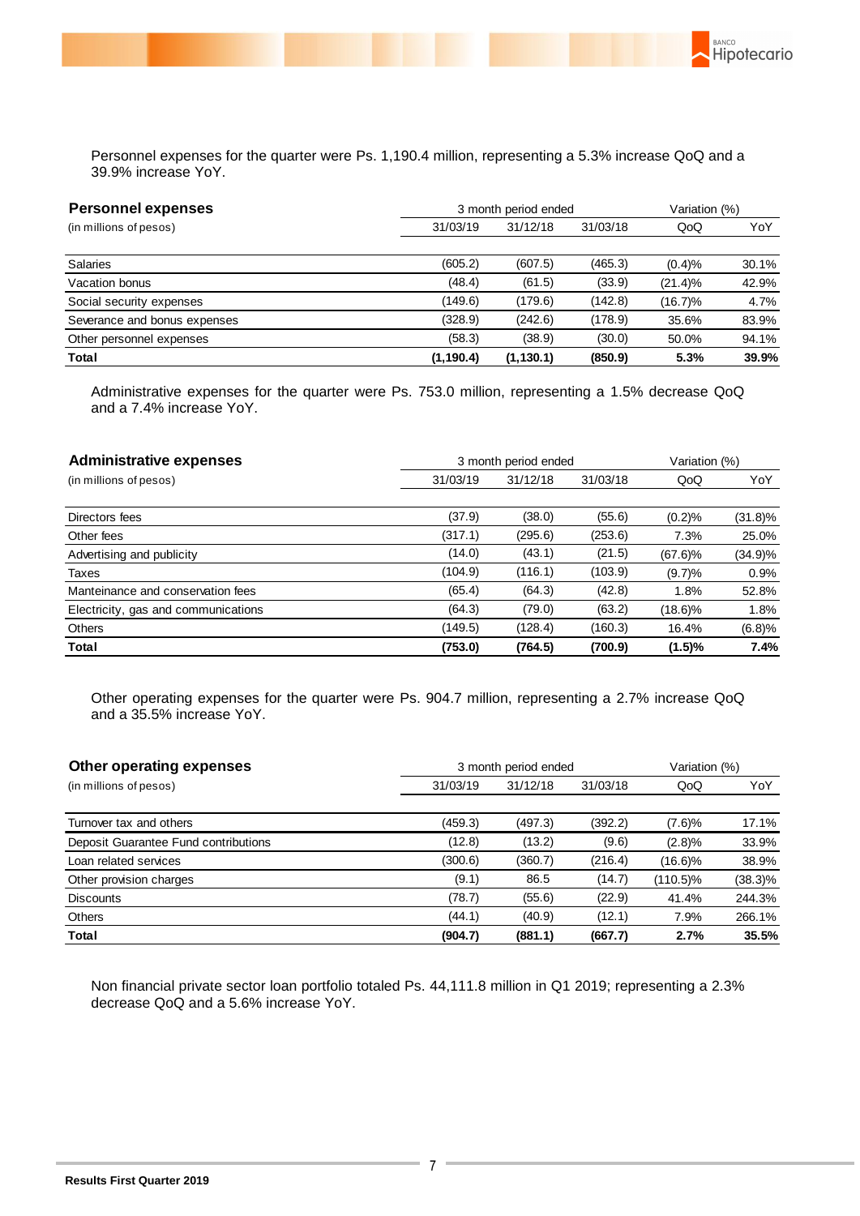Personnel expenses for the quarter were Ps. 1,190.4 million, representing a 5.3% increase QoQ and a 39.9% increase YoY.

| **Personnel expenses** | 3 month period ended | | | Variation (%) | |
|---|---|---|---|---|---|
| (in millions of pesos) | 31/03/19 | 31/12/18 | 31/03/18 | QoQ | YoY |
| Salaries | (605.2) | (607.5) | (465.3) | (0.4)% | 30.1% |
| Vacation bonus | (48.4) | (61.5) | (33.9) | (21.4)% | 42.9% |
| Social security expenses | (149.6) | (179.6) | (142.8) | (16.7)% | 4.7% |
| Severance and bonus expenses | (328.9) | (242.6) | (178.9) | 35.6% | 83.9% |
| Other personnel expenses | (58.3) | (38.9) | (30.0) | 50.0% | 94.1% |
| **Total** | **(1,190.4)** | **(1,130.1)** | **(850.9)** | **5.3%** | **39.9%** |

Administrative expenses for the quarter were Ps. 753.0 million, representing a 1.5% decrease QoQ and a 7.4% increase YoY.

| **Administrative expenses** | 3 month period ended | | | Variation (%) | |
|---|---|---|---|---|---|
| (in millions of pesos) | 31/03/19 | 31/12/18 | 31/03/18 | QoQ | YoY |
| Directors fees | (37.9) | (38.0) | (55.6) | (0.2)% | (31.8)% |
| Other fees | (317.1) | (295.6) | (253.6) | 7.3% | 25.0% |
| Advertising and publicity | (14.0) | (43.1) | (21.5) | (67.6)% | (34.9)% |
| Taxes | (104.9) | (116.1) | (103.9) | (9.7)% | 0.9% |
| Manteinance and conservation fees | (65.4) | (64.3) | (42.8) | 1.8% | 52.8% |
| Electricity, gas and communications | (64.3) | (79.0) | (63.2) | (18.6)% | 1.8% |
| Others | (149.5) | (128.4) | (160.3) | 16.4% | (6.8)% |
| **Total** | **(753.0)** | **(764.5)** | **(700.9)** | **(1.5)%** | **7.4%** |

Other operating expenses for the quarter were Ps. 904.7 million, representing a 2.7% increase QoQ and a 35.5% increase YoY.

| **Other operating expenses** | 3 month period ended | | | Variation (%) | |
|---|---|---|---|---|---|
| (in millions of pesos) | 31/03/19 | 31/12/18 | 31/03/18 | QoQ | YoY |
| Turnover tax and others | (459.3) | (497.3) | (392.2) | (7.6)% | 17.1% |
| Deposit Guarantee Fund contributions | (12.8) | (13.2) | (9.6) | (2.8)% | 33.9% |
| Loan related services | (300.6) | (360.7) | (216.4) | (16.6)% | 38.9% |
| Other provision charges | (9.1) | 86.5 | (14.7) | (110.5)% | (38.3)% |
| Discounts | (78.7) | (55.6) | (22.9) | 41.4% | 244.3% |
| Others | (44.1) | (40.9) | (12.1) | 7.9% | 266.1% |
| **Total** | **(904.7)** | **(881.1)** | **(667.7)** | **2.7%** | **35.5%** |

Non financial private sector loan portfolio totaled Ps. 44,111.8 million in Q1 2019; representing a 2.3% decrease QoQ and a 5.6% increase YoY.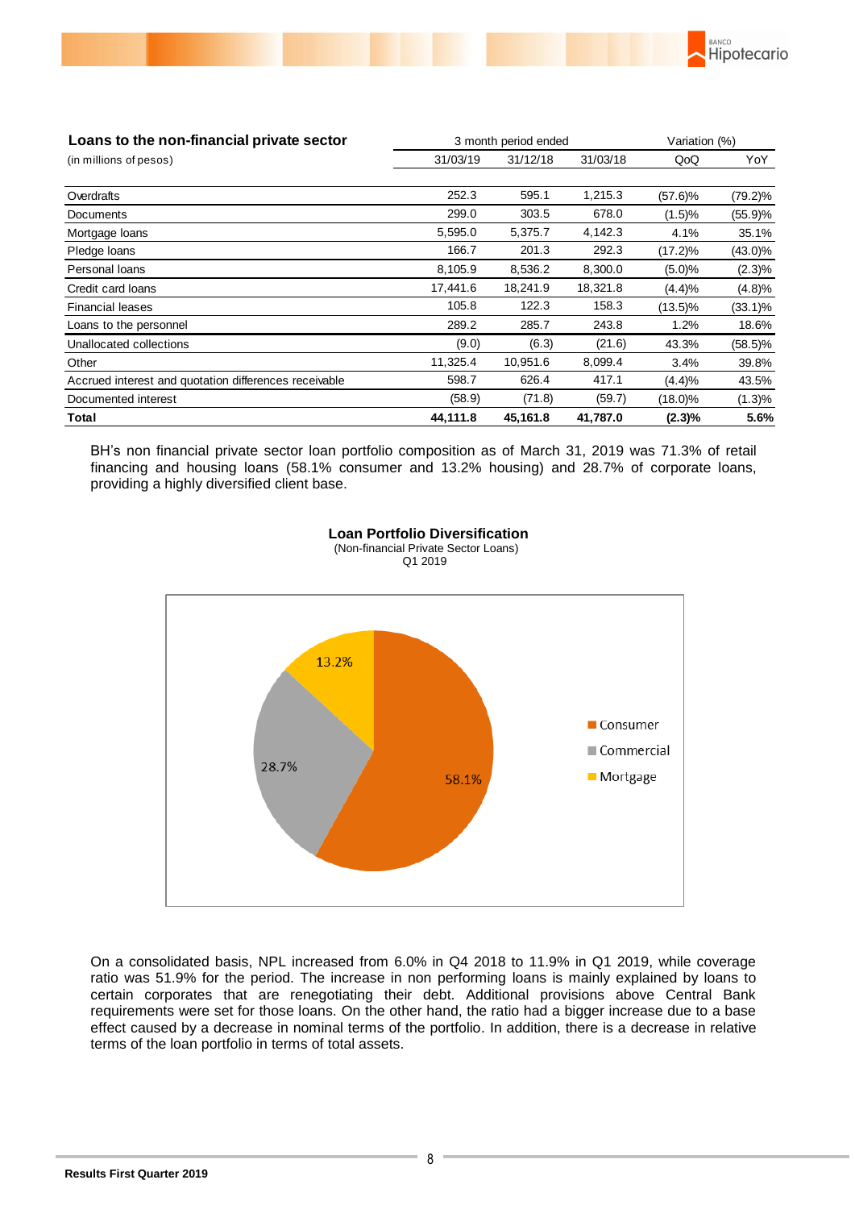| Loans to the non-financial private sector | 3 month period ended | | | Variation (%) | |
|---|---|---|---|---|---|
| (in millions of pesos) | 31/03/19 | 31/12/18 | 31/03/18 | QoQ | YoY |
| Overdrafts | 252.3 | 595.1 | 1,215.3 | (57.6)% | (79.2)% |
| Documents | 299.0 | 303.5 | 678.0 | (1.5)% | (55.9)% |
| Mortgage loans | 5,595.0 | 5,375.7 | 4,142.3 | 4.1% | 35.1% |
| Pledge loans | 166.7 | 201.3 | 292.3 | (17.2)% | (43.0)% |
| Personal loans | 8,105.9 | 8,536.2 | 8,300.0 | (5.0)% | (2.3)% |
| Credit card loans | 17,441.6 | 18,241.9 | 18,321.8 | (4.4)% | (4.8)% |
| Financial leases | 105.8 | 122.3 | 158.3 | (13.5)% | (33.1)% |
| Loans to the personnel | 289.2 | 285.7 | 243.8 | 1.2% | 18.6% |
| Unallocated collections | (9.0) | (6.3) | (21.6) | 43.3% | (58.5)% |
| Other | 11,325.4 | 10,951.6 | 8,099.4 | 3.4% | 39.8% |
| Accrued interest and quotation differences receivable | 598.7 | 626.4 | 417.1 | (4.4)% | 43.5% |
| Documented interest | (58.9) | (71.8) | (59.7) | (18.0)% | (1.3)% |
| **Total** | **44,111.8** | **45,161.8** | **41,787.0** | **(2.3)%** | **5.6%** |

BH's non financial private sector loan portfolio composition as of March 31, 2019 was 71.3% of retail financing and housing loans (58.1% consumer and 13.2% housing) and 28.7% of corporate loans, providing a highly diversified client base.

**Loan Portfolio Diversification**
(Non-financial Private Sector Loans)
Q1 2019

| Segment | % |
|---|---|
| Consumer | 58.1% |
| Commercial | 28.7% |
| Mortgage | 13.2% |

On a consolidated basis, NPL increased from 6.0% in Q4 2018 to 11.9% in Q1 2019, while coverage ratio was 51.9% for the period. The increase in non performing loans is mainly explained by loans to certain corporates that are renegotiating their debt. Additional provisions above Central Bank requirements were set for those loans. On the other hand, the ratio had a bigger increase due to a base effect caused by a decrease in nominal terms of the portfolio. In addition, there is a decrease in relative terms of the loan portfolio in terms of total assets.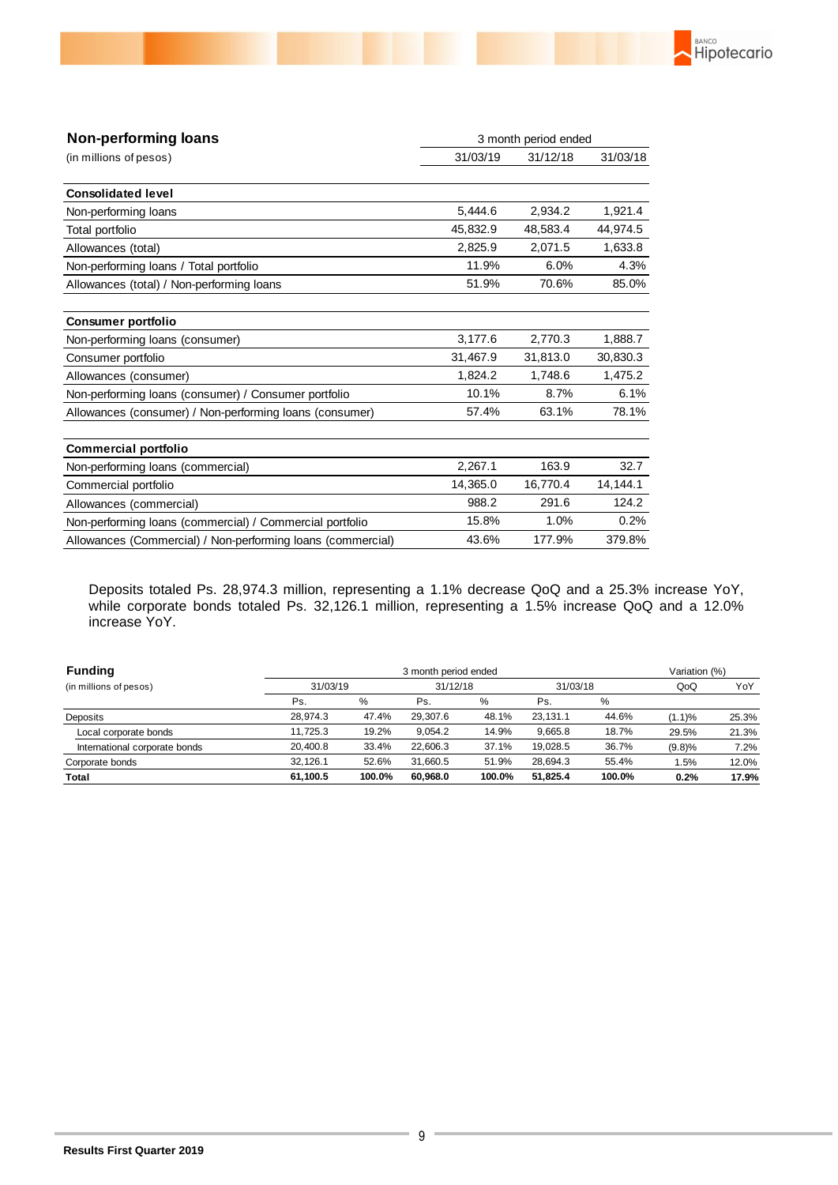## Non-performing loans

| (in millions of pesos) | 3 month period ended | | |
|---|---|---|---|
| | 31/03/19 | 31/12/18 | 31/03/18 |
| **Consolidated level** | | | |
| Non-performing loans | 5,444.6 | 2,934.2 | 1,921.4 |
| Total portfolio | 45,832.9 | 48,583.4 | 44,974.5 |
| Allowances (total) | 2,825.9 | 2,071.5 | 1,633.8 |
| Non-performing loans / Total portfolio | 11.9% | 6.0% | 4.3% |
| Allowances (total) / Non-performing loans | 51.9% | 70.6% | 85.0% |
| **Consumer portfolio** | | | |
| Non-performing loans (consumer) | 3,177.6 | 2,770.3 | 1,888.7 |
| Consumer portfolio | 31,467.9 | 31,813.0 | 30,830.3 |
| Allowances (consumer) | 1,824.2 | 1,748.6 | 1,475.2 |
| Non-performing loans (consumer) / Consumer portfolio | 10.1% | 8.7% | 6.1% |
| Allowances (consumer) / Non-performing loans (consumer) | 57.4% | 63.1% | 78.1% |
| **Commercial portfolio** | | | |
| Non-performing loans (commercial) | 2,267.1 | 163.9 | 32.7 |
| Commercial portfolio | 14,365.0 | 16,770.4 | 14,144.1 |
| Allowances (commercial) | 988.2 | 291.6 | 124.2 |
| Non-performing loans (commercial) / Commercial portfolio | 15.8% | 1.0% | 0.2% |
| Allowances (Commercial) / Non-performing loans (commercial) | 43.6% | 177.9% | 379.8% |

Deposits totaled Ps. 28,974.3 million, representing a 1.1% decrease QoQ and a 25.3% increase YoY, while corporate bonds totaled Ps. 32,126.1 million, representing a 1.5% increase QoQ and a 12.0% increase YoY.

## Funding

| (in millions of pesos) | 3 month period ended | | | | | | Variation (%) | |
|---|---|---|---|---|---|---|---|---|
| | 31/03/19 | | 31/12/18 | | 31/03/18 | | QoQ | YoY |
| | Ps. | % | Ps. | % | Ps. | % | | |
| Deposits | 28,974.3 | 47.4% | 29,307.6 | 48.1% | 23,131.1 | 44.6% | (1.1)% | 25.3% |
| Local corporate bonds | 11,725.3 | 19.2% | 9,054.2 | 14.9% | 9,665.8 | 18.7% | 29.5% | 21.3% |
| International corporate bonds | 20,400.8 | 33.4% | 22,606.3 | 37.1% | 19,028.5 | 36.7% | (9.8)% | 7.2% |
| Corporate bonds | 32,126.1 | 52.6% | 31,660.5 | 51.9% | 28,694.3 | 55.4% | 1.5% | 12.0% |
| **Total** | **61,100.5** | **100.0%** | **60,968.0** | **100.0%** | **51,825.4** | **100.0%** | **0.2%** | **17.9%** |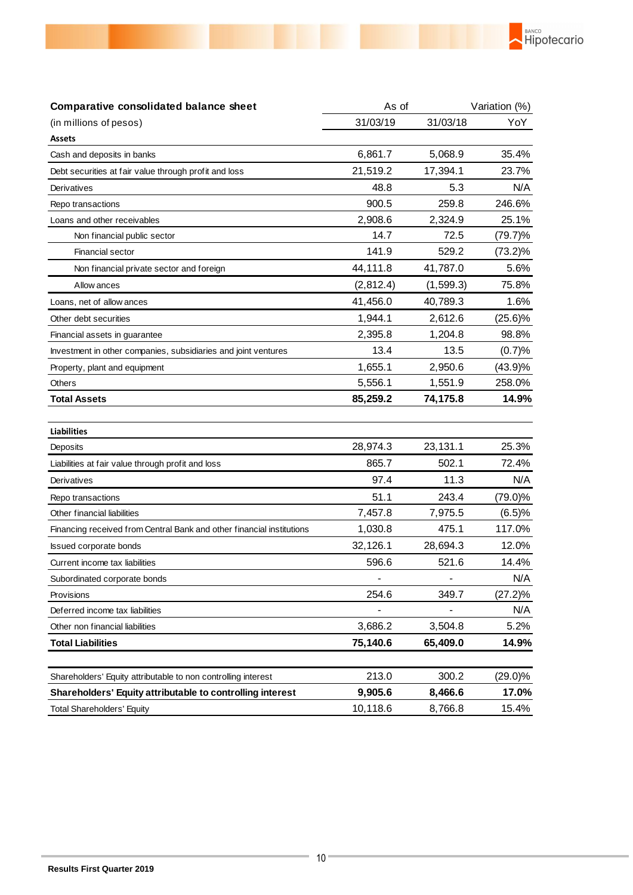| Comparative consolidated balance sheet | As of | | Variation (%) |
|---|---|---|---|
| (in millions of pesos) | 31/03/19 | 31/03/18 | YoY |
| **Assets** | | | |
| Cash and deposits in banks | 6,861.7 | 5,068.9 | 35.4% |
| Debt securities at fair value through profit and loss | 21,519.2 | 17,394.1 | 23.7% |
| Derivatives | 48.8 | 5.3 | N/A |
| Repo transactions | 900.5 | 259.8 | 246.6% |
| Loans and other receivables | 2,908.6 | 2,324.9 | 25.1% |
| Non financial public sector | 14.7 | 72.5 | (79.7)% |
| Financial sector | 141.9 | 529.2 | (73.2)% |
| Non financial private sector and foreign | 44,111.8 | 41,787.0 | 5.6% |
| Allowances | (2,812.4) | (1,599.3) | 75.8% |
| Loans, net of allowances | 41,456.0 | 40,789.3 | 1.6% |
| Other debt securities | 1,944.1 | 2,612.6 | (25.6)% |
| Financial assets in guarantee | 2,395.8 | 1,204.8 | 98.8% |
| Investment in other companies, subsidiaries and joint ventures | 13.4 | 13.5 | (0.7)% |
| Property, plant and equipment | 1,655.1 | 2,950.6 | (43.9)% |
| Others | 5,556.1 | 1,551.9 | 258.0% |
| **Total Assets** | **85,259.2** | **74,175.8** | **14.9%** |
| | | | |
| **Liabilities** | | | |
| Deposits | 28,974.3 | 23,131.1 | 25.3% |
| Liabilities at fair value through profit and loss | 865.7 | 502.1 | 72.4% |
| Derivatives | 97.4 | 11.3 | N/A |
| Repo transactions | 51.1 | 243.4 | (79.0)% |
| Other financial liabilities | 7,457.8 | 7,975.5 | (6.5)% |
| Financing received from Central Bank and other financial institutions | 1,030.8 | 475.1 | 117.0% |
| Issued corporate bonds | 32,126.1 | 28,694.3 | 12.0% |
| Current income tax liabilities | 596.6 | 521.6 | 14.4% |
| Subordinated corporate bonds | - | - | N/A |
| Provisions | 254.6 | 349.7 | (27.2)% |
| Deferred income tax liabilities | - | - | N/A |
| Other non financial liabilities | 3,686.2 | 3,504.8 | 5.2% |
| **Total Liabilities** | **75,140.6** | **65,409.0** | **14.9%** |
| | | | |
| Shareholders' Equity attributable to non controlling interest | 213.0 | 300.2 | (29.0)% |
| **Shareholders' Equity attributable to controlling interest** | **9,905.6** | **8,466.6** | **17.0%** |
| Total Shareholders' Equity | 10,118.6 | 8,766.8 | 15.4% |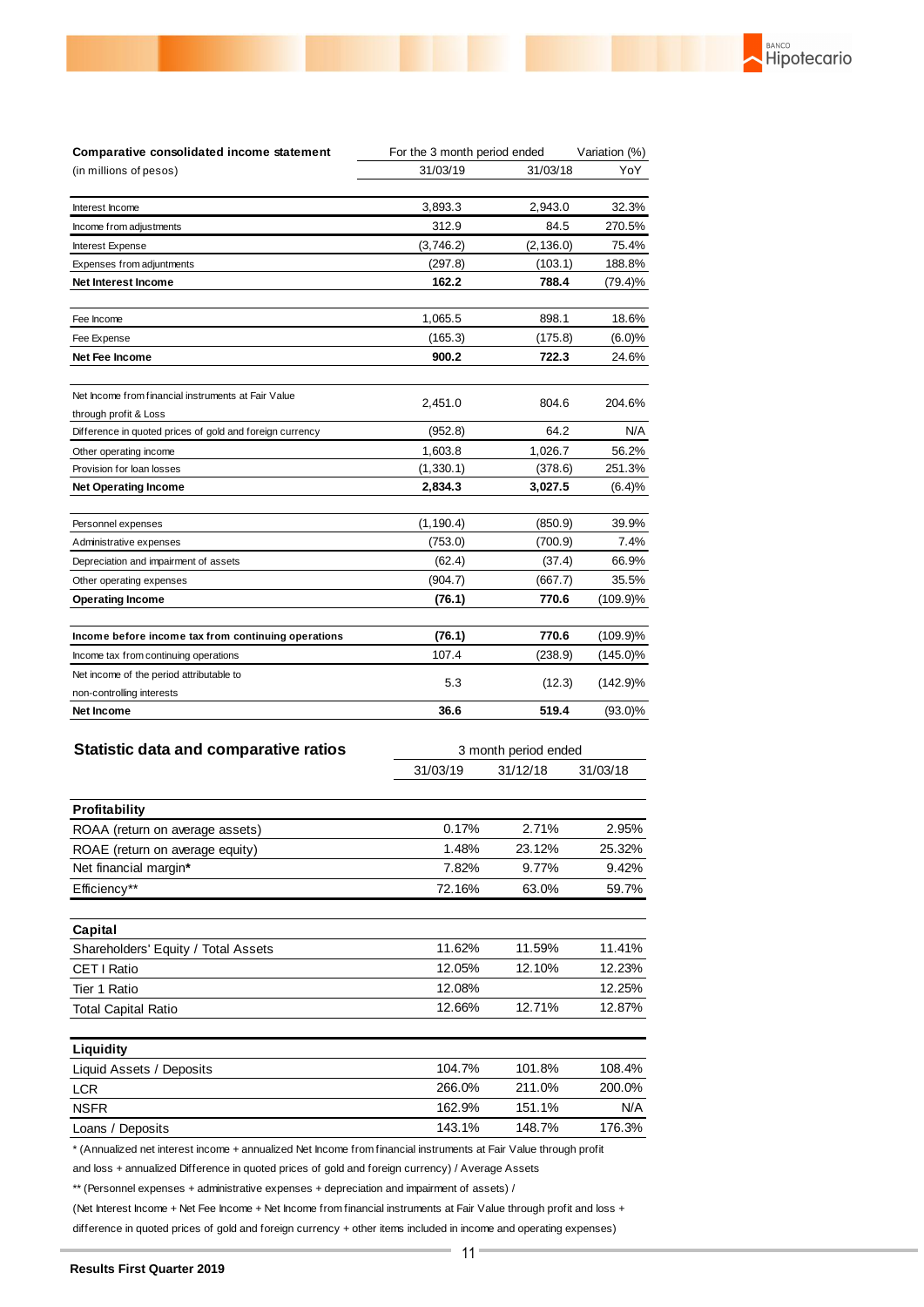| Comparative consolidated income statement | For the 3 month period ended | | Variation (%) |
|---|---|---|---|
| (in millions of pesos) | 31/03/19 | 31/03/18 | YoY |
| Interest Income | 3,893.3 | 2,943.0 | 32.3% |
| Income from adjustments | 312.9 | 84.5 | 270.5% |
| Interest Expense | (3,746.2) | (2,136.0) | 75.4% |
| Expenses from adjuntments | (297.8) | (103.1) | 188.8% |
| **Net Interest Income** | **162.2** | **788.4** | (79.4)% |
| Fee Income | 1,065.5 | 898.1 | 18.6% |
| Fee Expense | (165.3) | (175.8) | (6.0)% |
| **Net Fee Income** | **900.2** | **722.3** | 24.6% |
| Net Income from financial instruments at Fair Value through profit & Loss | 2,451.0 | 804.6 | 204.6% |
| Difference in quoted prices of gold and foreign currency | (952.8) | 64.2 | N/A |
| Other operating income | 1,603.8 | 1,026.7 | 56.2% |
| Provision for loan losses | (1,330.1) | (378.6) | 251.3% |
| **Net Operating Income** | **2,834.3** | **3,027.5** | (6.4)% |
| Personnel expenses | (1,190.4) | (850.9) | 39.9% |
| Administrative expenses | (753.0) | (700.9) | 7.4% |
| Depreciation and impairment of assets | (62.4) | (37.4) | 66.9% |
| Other operating expenses | (904.7) | (667.7) | 35.5% |
| **Operating Income** | **(76.1)** | **770.6** | (109.9)% |
| **Income before income tax from continuing operations** | **(76.1)** | **770.6** | (109.9)% |
| Income tax from continuing operations | 107.4 | (238.9) | (145.0)% |
| Net income of the period attributable to non-controlling interests | 5.3 | (12.3) | (142.9)% |
| **Net Income** | **36.6** | **519.4** | (93.0)% |

## Statistic data and comparative ratios

| | 3 month period ended | | |
|---|---|---|---|
| | 31/03/19 | 31/12/18 | 31/03/18 |
| **Profitability** | | | |
| ROAA (return on average assets) | 0.17% | 2.71% | 2.95% |
| ROAE (return on average equity) | 1.48% | 23.12% | 25.32% |
| Net financial margin* | 7.82% | 9.77% | 9.42% |
| Efficiency** | 72.16% | 63.0% | 59.7% |
| **Capital** | | | |
| Shareholders' Equity / Total Assets | 11.62% | 11.59% | 11.41% |
| CET I Ratio | 12.05% | 12.10% | 12.23% |
| Tier 1 Ratio | 12.08% | | 12.25% |
| Total Capital Ratio | 12.66% | 12.71% | 12.87% |
| **Liquidity** | | | |
| Liquid Assets / Deposits | 104.7% | 101.8% | 108.4% |
| LCR | 266.0% | 211.0% | 200.0% |
| NSFR | 162.9% | 151.1% | N/A |
| Loans / Deposits | 143.1% | 148.7% | 176.3% |

\* (Annualized net interest income + annualized Net Income from financial instruments at Fair Value through profit and loss + annualized Difference in quoted prices of gold and foreign currency) / Average Assets

** (Personnel expenses + administrative expenses + depreciation and impairment of assets) / (Net Interest Income + Net Fee Income + Net Income from financial instruments at Fair Value through profit and loss + difference in quoted prices of gold and foreign currency + other items included in income and operating expenses)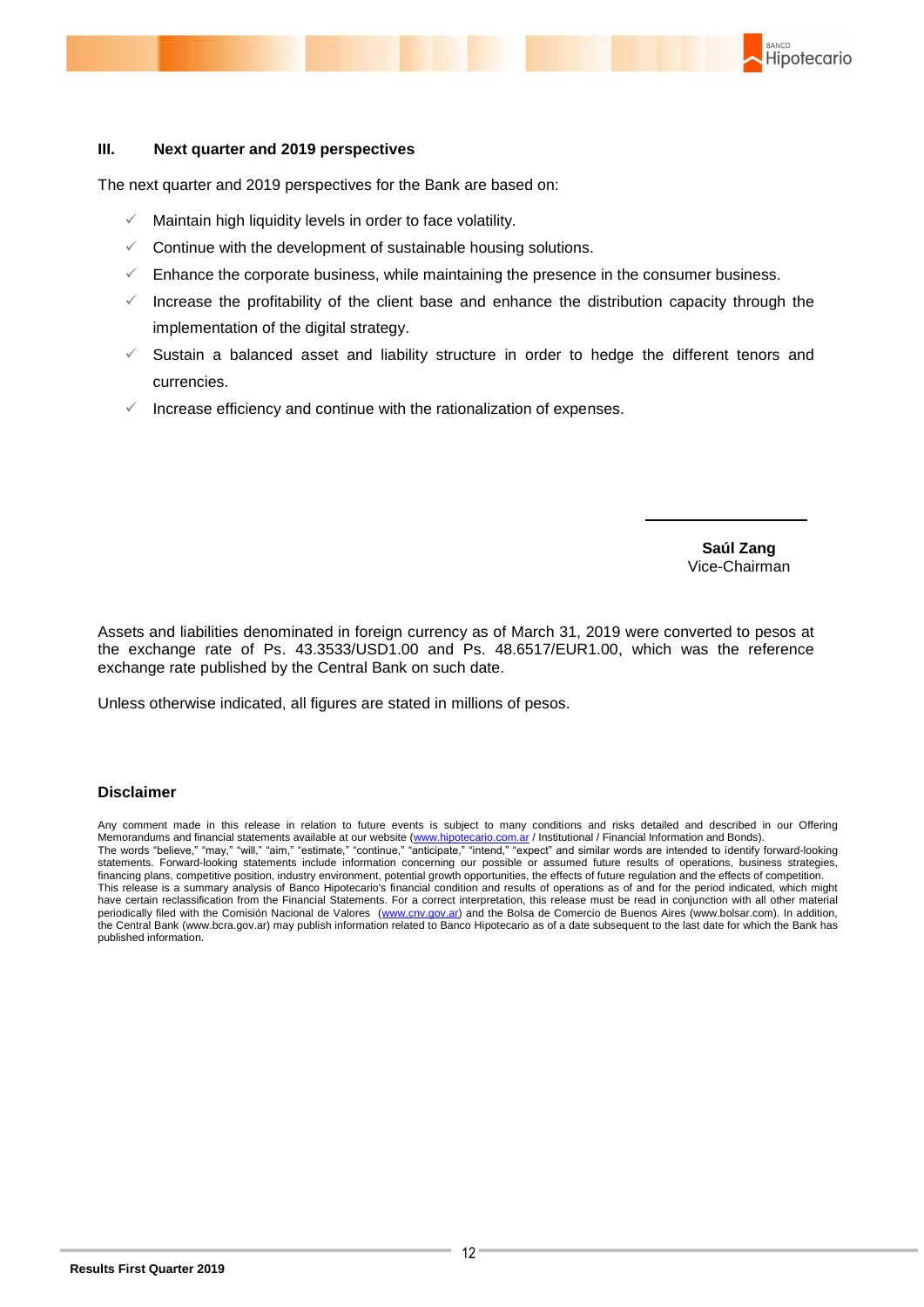## III. Next quarter and 2019 perspectives

The next quarter and 2019 perspectives for the Bank are based on:

- ✓ Maintain high liquidity levels in order to face volatility.
- ✓ Continue with the development of sustainable housing solutions.
- ✓ Enhance the corporate business, while maintaining the presence in the consumer business.
- ✓ Increase the profitability of the client base and enhance the distribution capacity through the implementation of the digital strategy.
- ✓ Sustain a balanced asset and liability structure in order to hedge the different tenors and currencies.
- ✓ Increase efficiency and continue with the rationalization of expenses.

**Saúl Zang**
Vice-Chairman

Assets and liabilities denominated in foreign currency as of March 31, 2019 were converted to pesos at the exchange rate of Ps. 43.3533/USD1.00 and Ps. 48.6517/EUR1.00, which was the reference exchange rate published by the Central Bank on such date.

Unless otherwise indicated, all figures are stated in millions of pesos.

### Disclaimer

Any comment made in this release in relation to future events is subject to many conditions and risks detailed and described in our Offering Memorandums and financial statements available at our website (www.hipotecario.com.ar / Institutional / Financial Information and Bonds).
The words "believe," "may," "will," "aim," "estimate," "continue," "anticipate," "intend," "expect" and similar words are intended to identify forward-looking statements. Forward-looking statements include information concerning our possible or assumed future results of operations, business strategies, financing plans, competitive position, industry environment, potential growth opportunities, the effects of future regulation and the effects of competition.
This release is a summary analysis of Banco Hipotecario's financial condition and results of operations as of and for the period indicated, which might have certain reclassification from the Financial Statements. For a correct interpretation, this release must be read in conjunction with all other material periodically filed with the Comisión Nacional de Valores (www.cnv.gov.ar) and the Bolsa de Comercio de Buenos Aires (www.bolsar.com). In addition, the Central Bank (www.bcra.gov.ar) may publish information related to Banco Hipotecario as of a date subsequent to the last date for which the Bank has published information.